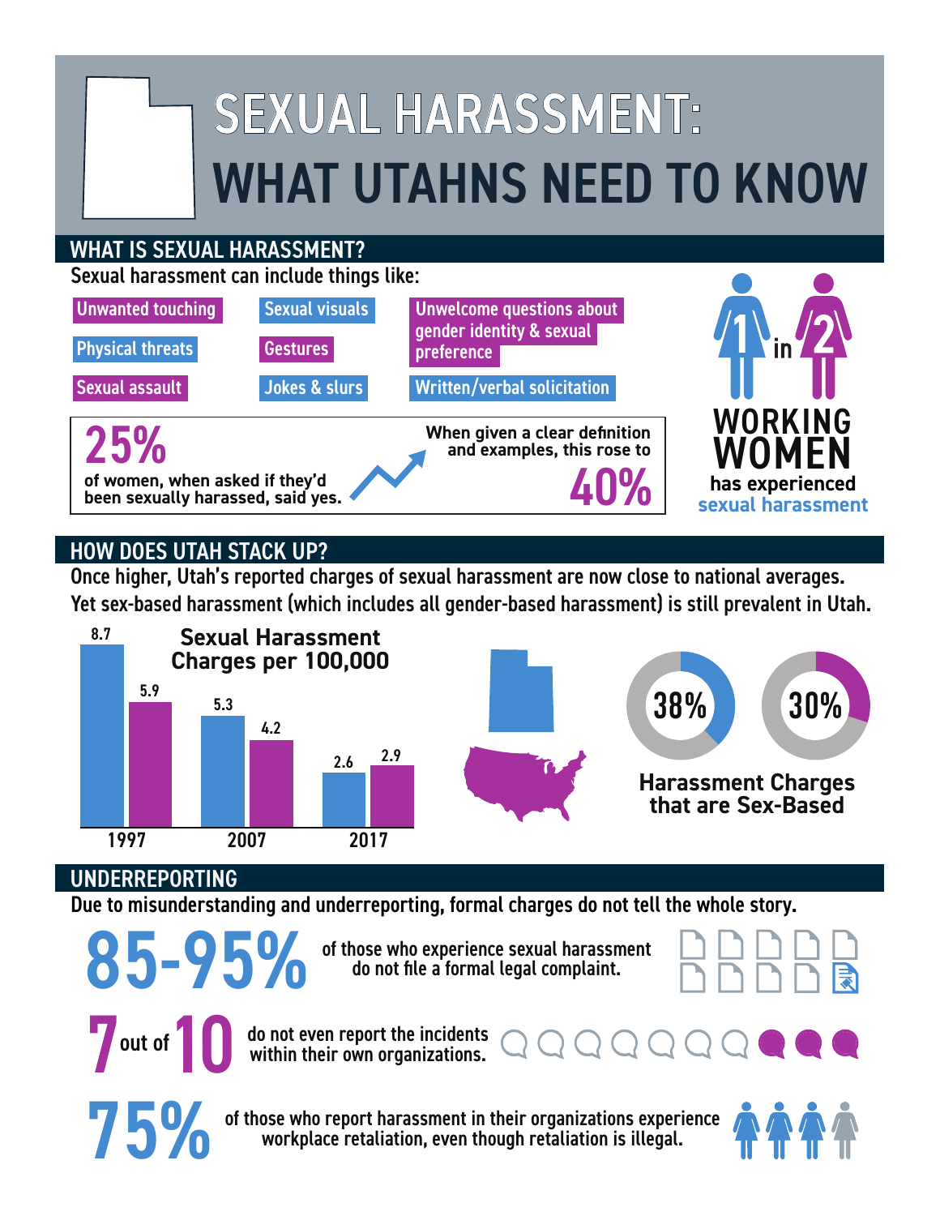# SEXUAL HARASSMENT: WHAT UTAHNS NEED TO KNOW

## WHAT IS SEXUAL HARASSMENT?

Sexual harassment can include things like:

- Unwanted touching
- Physical threats
- Sexual assault
- Sexual visuals
- Gestures
- Jokes & slurs
- Unwelcome questions about gender identity & sexual preference
- Written/verbal solicitation

**25%** of women, when asked if they'd been sexually harassed, said yes.

When given a clear definition and examples, this rose to **40%**

**1 in 2 WORKING WOMEN** has experienced sexual harassment

## HOW DOES UTAH STACK UP?

Once higher, Utah's reported charges of sexual harassment are now close to national averages. Yet sex-based harassment (which includes all gender-based harassment) is still prevalent in Utah.

**Sexual Harassment Charges per 100,000**

| Year | Utah | U.S. |
| --- | --- | --- |
| 1997 | 8.7 | 5.9 |
| 2007 | 5.3 | 4.2 |
| 2017 | 2.6 | 2.9 |

**Harassment Charges that are Sex-Based**

- Utah: 38%
- U.S.: 30%

## UNDERREPORTING

Due to misunderstanding and underreporting, formal charges do not tell the whole story.

**85-95%** of those who experience sexual harassment do not file a formal legal complaint.

**7 out of 10** do not even report the incidents within their own organizations.

**75%** of those who report harassment in their organizations experience workplace retaliation, even though retaliation is illegal.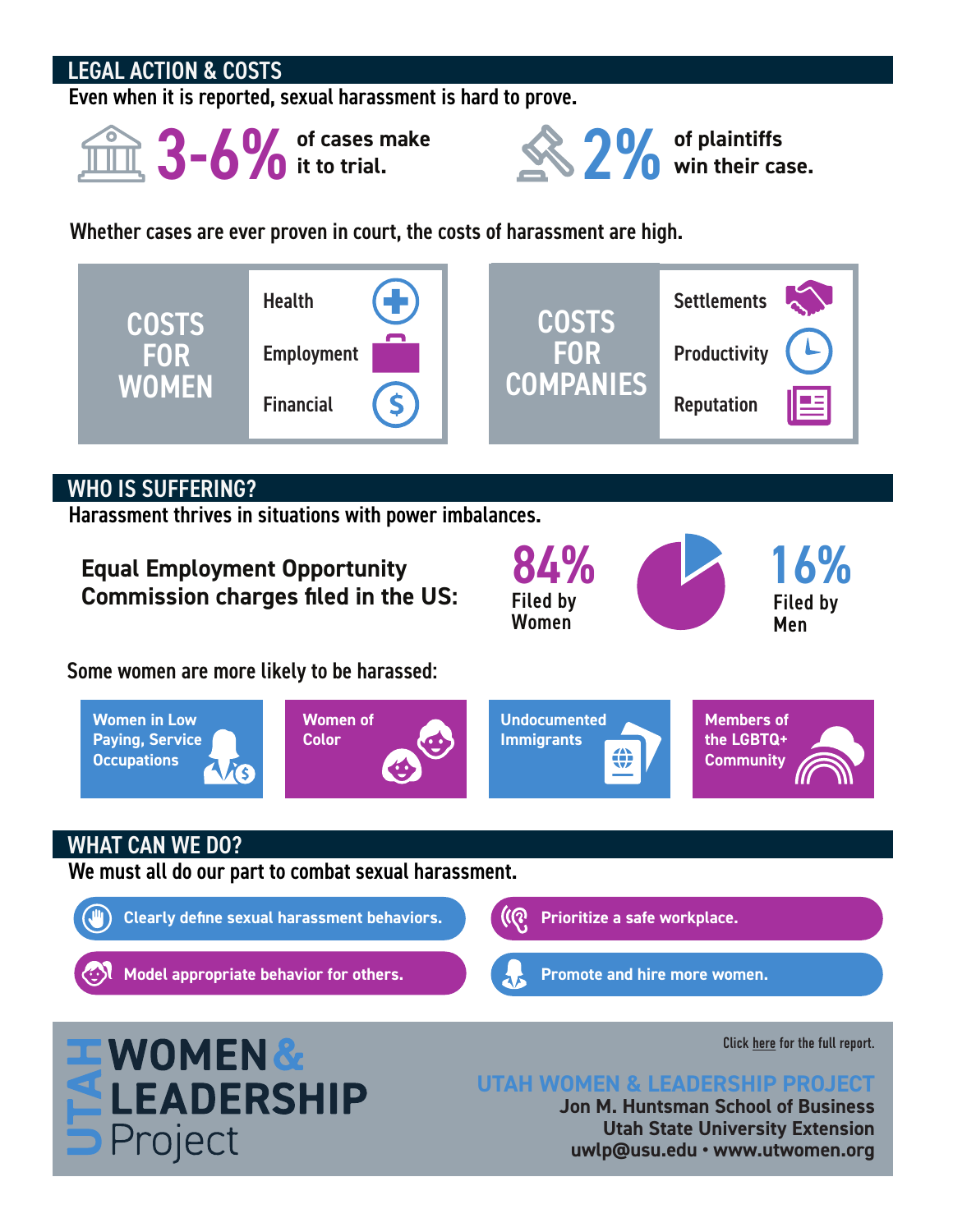## LEGAL ACTION & COSTS

Even when it is reported, sexual harassment is hard to prove.

**3-6%** of cases make it to trial.

**2%** of plaintiffs win their case.

Whether cases are ever proven in court, the costs of harassment are high.

**COSTS FOR WOMEN**

- Health
- Employment
- Financial

**COSTS FOR COMPANIES**

- Settlements
- Productivity
- Reputation

## WHO IS SUFFERING?

Harassment thrives in situations with power imbalances.

**Equal Employment Opportunity Commission charges filed in the US:**

84%
Filed by Women

16%
Filed by Men

Some women are more likely to be harassed:

- Women in Low Paying, Service Occupations
- Women of Color
- Undocumented Immigrants
- Members of the LGBTQ+ Community

## WHAT CAN WE DO?

We must all do our part to combat sexual harassment.

- Clearly define sexual harassment behaviors.
- Prioritize a safe workplace.
- Model appropriate behavior for others.
- Promote and hire more women.

UTAH WOMEN & LEADERSHIP Project

Click here for the full report.

**UTAH WOMEN & LEADERSHIP PROJECT**
**Jon M. Huntsman School of Business**
**Utah State University Extension**
**uwlp@usu.edu • www.utwomen.org**